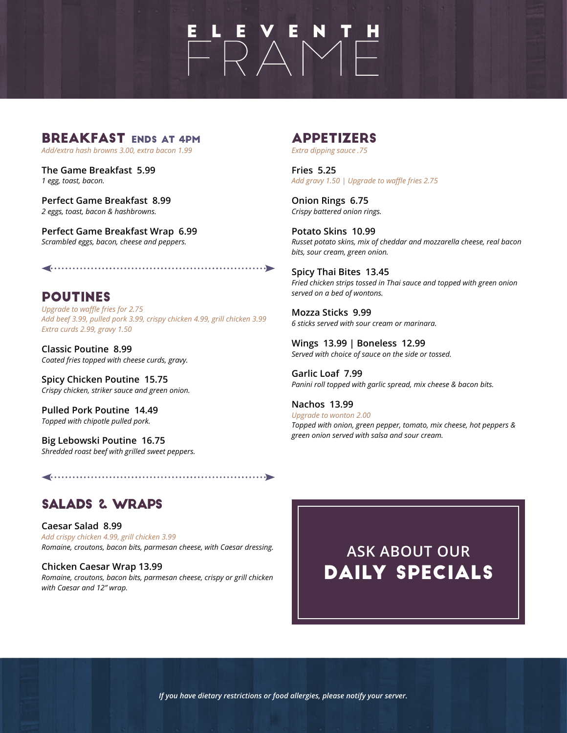# ELEVENTH FRAME

## BREAKFAST ENDS AT 4PM

*Add/extra hash browns 3.00, extra bacon 1.99*

**The Game Breakfast 5.99**
*1 egg, toast, bacon.*

**Perfect Game Breakfast 8.99**
*2 eggs, toast, bacon & hashbrowns.*

**Perfect Game Breakfast Wrap 6.99**
*Scrambled eggs, bacon, cheese and peppers.*

## POUTINES

*Upgrade to waffle fries for 2.75*
*Add beef 3.99, pulled pork 3.99, crispy chicken 4.99, grill chicken 3.99*
*Extra curds 2.99, gravy 1.50*

**Classic Poutine 8.99**
*Coated fries topped with cheese curds, gravy.*

**Spicy Chicken Poutine 15.75**
*Crispy chicken, striker sauce and green onion.*

**Pulled Pork Poutine 14.49**
*Topped with chipotle pulled pork.*

**Big Lebowski Poutine 16.75**
*Shredded roast beef with grilled sweet peppers.*

## SALADS & WRAPS

**Caesar Salad 8.99**
*Add crispy chicken 4.99, grill chicken 3.99*
*Romaine, croutons, bacon bits, parmesan cheese, with Caesar dressing.*

**Chicken Caesar Wrap 13.99**
*Romaine, croutons, bacon bits, parmesan cheese, crispy or grill chicken with Caesar and 12" wrap.*

## APPETIZERS

*Extra dipping sauce .75*

**Fries 5.25**
*Add gravy 1.50 | Upgrade to waffle fries 2.75*

**Onion Rings 6.75**
*Crispy battered onion rings.*

**Potato Skins 10.99**
*Russet potato skins, mix of cheddar and mozzarella cheese, real bacon bits, sour cream, green onion.*

**Spicy Thai Bites 13.45**
*Fried chicken strips tossed in Thai sauce and topped with green onion served on a bed of wontons.*

**Mozza Sticks 9.99**
*6 sticks served with sour cream or marinara.*

**Wings 13.99 | Boneless 12.99**
*Served with choice of sauce on the side or tossed.*

**Garlic Loaf 7.99**
*Panini roll topped with garlic spread, mix cheese & bacon bits.*

**Nachos 13.99**
*Upgrade to wonton 2.00*
*Topped with onion, green pepper, tomato, mix cheese, hot peppers & green onion served with salsa and sour cream.*

**ASK ABOUT OUR DAILY SPECIALS**

*If you have dietary restrictions or food allergies, please notify your server.*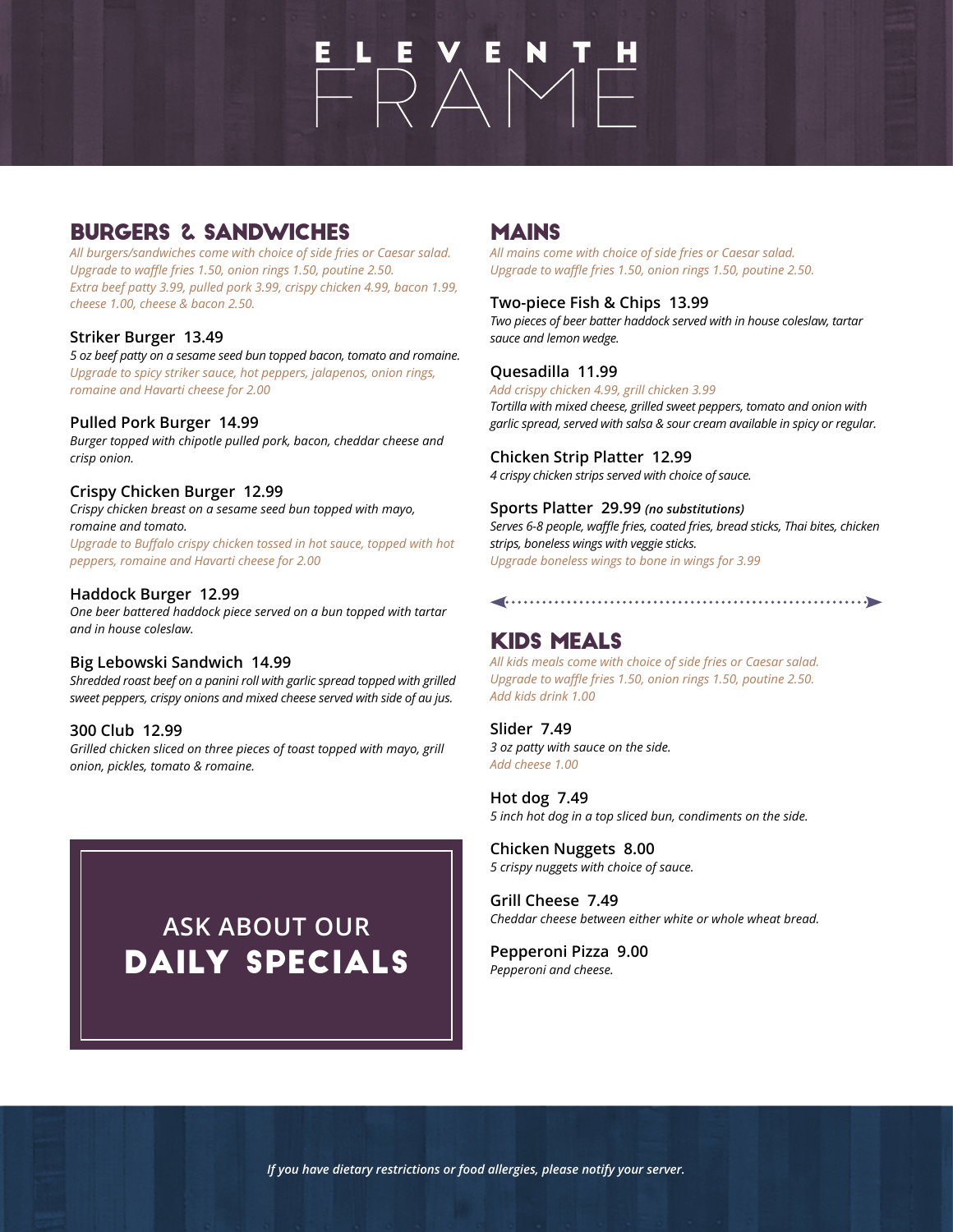# ELEVENTH FRAME

## BURGERS & SANDWICHES

*All burgers/sandwiches come with choice of side fries or Caesar salad.*
*Upgrade to waffle fries 1.50, onion rings 1.50, poutine 2.50.*
*Extra beef patty 3.99, pulled pork 3.99, crispy chicken 4.99, bacon 1.99, cheese 1.00, cheese & bacon 2.50.*

**Striker Burger 13.49**
*5 oz beef patty on a sesame seed bun topped bacon, tomato and romaine.*
*Upgrade to spicy striker sauce, hot peppers, jalapenos, onion rings, romaine and Havarti cheese for 2.00*

**Pulled Pork Burger 14.99**
*Burger topped with chipotle pulled pork, bacon, cheddar cheese and crisp onion.*

**Crispy Chicken Burger 12.99**
*Crispy chicken breast on a sesame seed bun topped with mayo, romaine and tomato.*
*Upgrade to Buffalo crispy chicken tossed in hot sauce, topped with hot peppers, romaine and Havarti cheese for 2.00*

**Haddock Burger 12.99**
*One beer battered haddock piece served on a bun topped with tartar and in house coleslaw.*

**Big Lebowski Sandwich 14.99**
*Shredded roast beef on a panini roll with garlic spread topped with grilled sweet peppers, crispy onions and mixed cheese served with side of au jus.*

**300 Club 12.99**
*Grilled chicken sliced on three pieces of toast topped with mayo, grill onion, pickles, tomato & romaine.*

ASK ABOUT OUR
**DAILY SPECIALS**

## MAINS

*All mains come with choice of side fries or Caesar salad.*
*Upgrade to waffle fries 1.50, onion rings 1.50, poutine 2.50.*

**Two-piece Fish & Chips 13.99**
*Two pieces of beer batter haddock served with in house coleslaw, tartar sauce and lemon wedge.*

**Quesadilla 11.99**
*Add crispy chicken 4.99, grill chicken 3.99*
*Tortilla with mixed cheese, grilled sweet peppers, tomato and onion with garlic spread, served with salsa & sour cream available in spicy or regular.*

**Chicken Strip Platter 12.99**
*4 crispy chicken strips served with choice of sauce.*

**Sports Platter 29.99** ***(no substitutions)***
*Serves 6-8 people, waffle fries, coated fries, bread sticks, Thai bites, chicken strips, boneless wings with veggie sticks.*
*Upgrade boneless wings to bone in wings for 3.99*

## KIDS MEALS

*All kids meals come with choice of side fries or Caesar salad.*
*Upgrade to waffle fries 1.50, onion rings 1.50, poutine 2.50.*
*Add kids drink 1.00*

**Slider 7.49**
*3 oz patty with sauce on the side.*
*Add cheese 1.00*

**Hot dog 7.49**
*5 inch hot dog in a top sliced bun, condiments on the side.*

**Chicken Nuggets 8.00**
*5 crispy nuggets with choice of sauce.*

**Grill Cheese 7.49**
*Cheddar cheese between either white or whole wheat bread.*

**Pepperoni Pizza 9.00**
*Pepperoni and cheese.*

***If you have dietary restrictions or food allergies, please notify your server.***